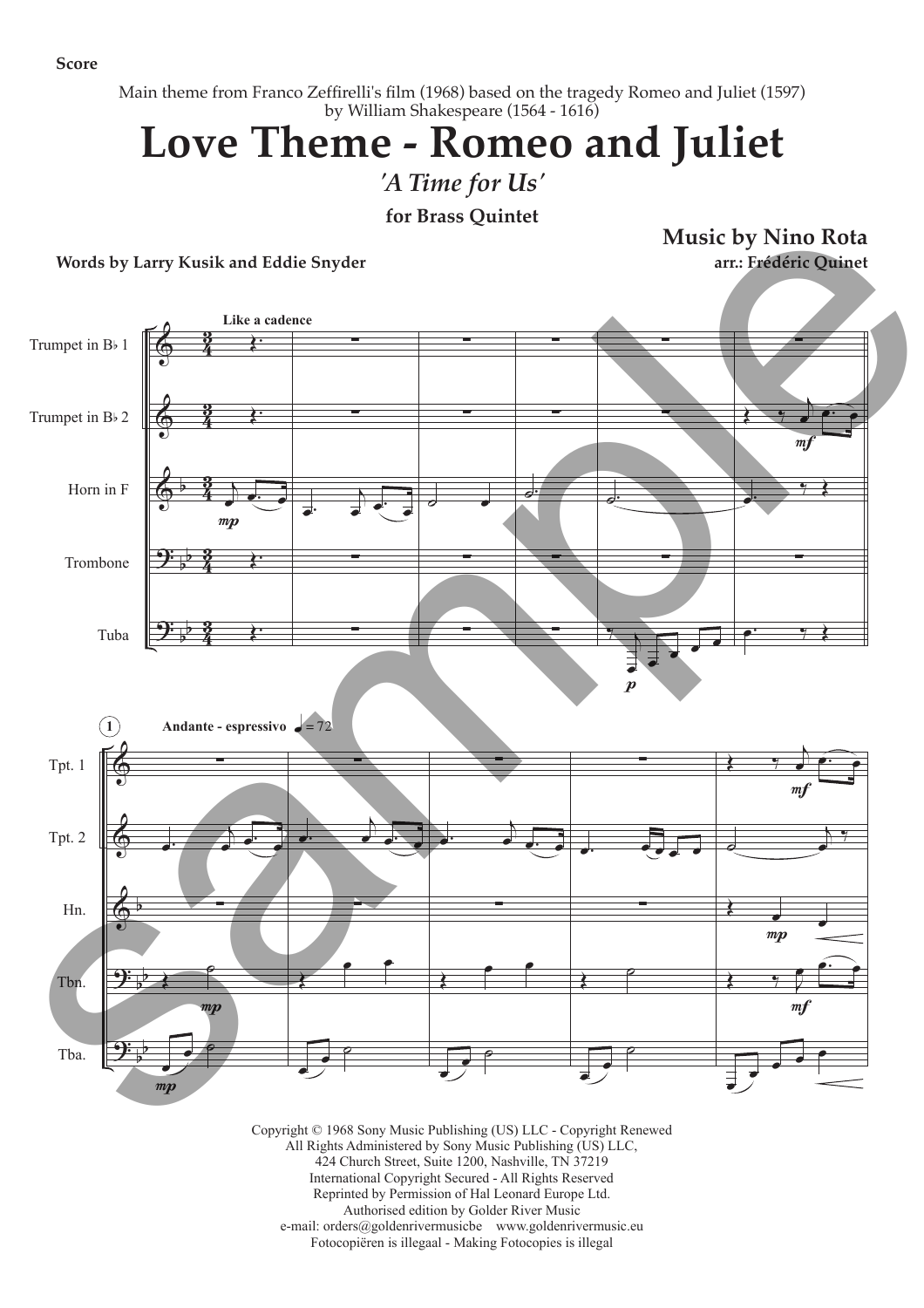Score

Main theme from Franco Zeffirelli's film (1968) based on the tragedy Romeo and Juliet (1597) by William Shakespeare (1564 - 1616)

# Love Theme - Romeo and Juliet

*'A Time for Us'*

**for Brass Quintet**

**Music by Nino Rota**

**Words by Larry Kusik and Eddie Snyder**

**arr.: Frédéric Quinet**

Copyright © 1968 Sony Music Publishing (US) LLC - Copyright Renewed
All Rights Administered by Sony Music Publishing (US) LLC,
424 Church Street, Suite 1200, Nashville, TN 37219
International Copyright Secured - All Rights Reserved
Reprinted by Permission of Hal Leonard Europe Ltd.
Authorised edition by Golder River Music
e-mail: orders@goldenrivermusicbe www.goldenrivermusic.eu
Fotocopiëren is illegaal - Making Fotocopies is illegal